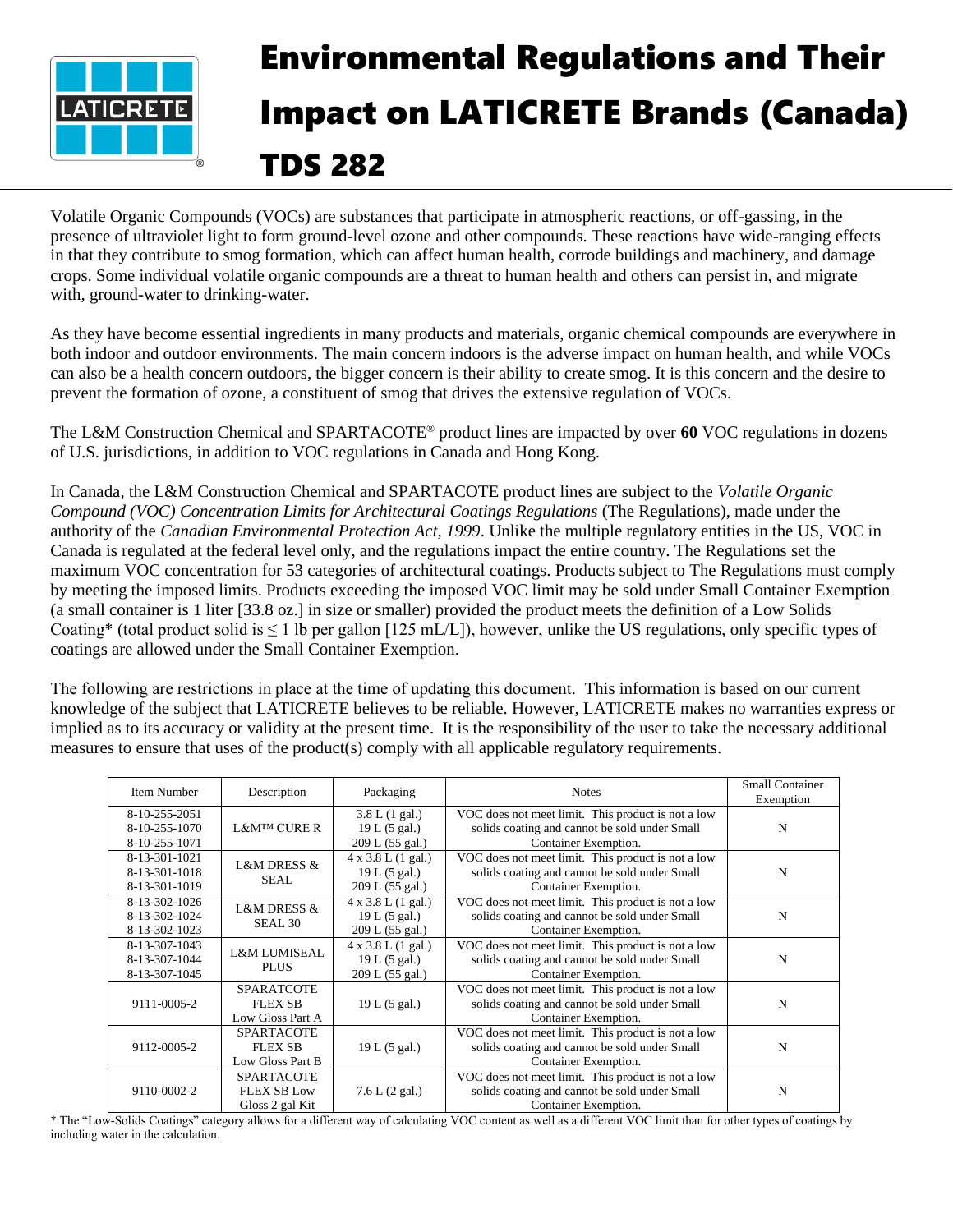# Environmental Regulations and Their Impact on LATICRETE Brands (Canada)

# TDS 282

Volatile Organic Compounds (VOCs) are substances that participate in atmospheric reactions, or off-gassing, in the presence of ultraviolet light to form ground-level ozone and other compounds. These reactions have wide-ranging effects in that they contribute to smog formation, which can affect human health, corrode buildings and machinery, and damage crops. Some individual volatile organic compounds are a threat to human health and others can persist in, and migrate with, ground-water to drinking-water.

As they have become essential ingredients in many products and materials, organic chemical compounds are everywhere in both indoor and outdoor environments. The main concern indoors is the adverse impact on human health, and while VOCs can also be a health concern outdoors, the bigger concern is their ability to create smog. It is this concern and the desire to prevent the formation of ozone, a constituent of smog that drives the extensive regulation of VOCs.

The L&M Construction Chemical and SPARTACOTE® product lines are impacted by over **60** VOC regulations in dozens of U.S. jurisdictions, in addition to VOC regulations in Canada and Hong Kong.

In Canada, the L&M Construction Chemical and SPARTACOTE product lines are subject to the *Volatile Organic Compound (VOC) Concentration Limits for Architectural Coatings Regulations* (The Regulations), made under the authority of the *Canadian Environmental Protection Act, 1999*. Unlike the multiple regulatory entities in the US, VOC in Canada is regulated at the federal level only, and the regulations impact the entire country. The Regulations set the maximum VOC concentration for 53 categories of architectural coatings. Products subject to The Regulations must comply by meeting the imposed limits. Products exceeding the imposed VOC limit may be sold under Small Container Exemption (a small container is 1 liter [33.8 oz.] in size or smaller) provided the product meets the definition of a Low Solids Coating* (total product solid is ≤ 1 lb per gallon [125 mL/L]), however, unlike the US regulations, only specific types of coatings are allowed under the Small Container Exemption.

The following are restrictions in place at the time of updating this document. This information is based on our current knowledge of the subject that LATICRETE believes to be reliable. However, LATICRETE makes no warranties express or implied as to its accuracy or validity at the present time. It is the responsibility of the user to take the necessary additional measures to ensure that uses of the product(s) comply with all applicable regulatory requirements.

| Item Number | Description | Packaging | Notes | Small Container Exemption |
|---|---|---|---|---|
| 8-10-255-2051<br>8-10-255-1070<br>8-10-255-1071 | L&M™ CURE R | 3.8 L (1 gal.)<br>19 L (5 gal.)<br>209 L (55 gal.) | VOC does not meet limit. This product is not a low solids coating and cannot be sold under Small Container Exemption. | N |
| 8-13-301-1021<br>8-13-301-1018<br>8-13-301-1019 | L&M DRESS & SEAL | 4 x 3.8 L (1 gal.)<br>19 L (5 gal.)<br>209 L (55 gal.) | VOC does not meet limit. This product is not a low solids coating and cannot be sold under Small Container Exemption. | N |
| 8-13-302-1026<br>8-13-302-1024<br>8-13-302-1023 | L&M DRESS & SEAL 30 | 4 x 3.8 L (1 gal.)<br>19 L (5 gal.)<br>209 L (55 gal.) | VOC does not meet limit. This product is not a low solids coating and cannot be sold under Small Container Exemption. | N |
| 8-13-307-1043<br>8-13-307-1044<br>8-13-307-1045 | L&M LUMISEAL PLUS | 4 x 3.8 L (1 gal.)<br>19 L (5 gal.)<br>209 L (55 gal.) | VOC does not meet limit. This product is not a low solids coating and cannot be sold under Small Container Exemption. | N |
| 9111-0005-2 | SPARATCOTE FLEX SB Low Gloss Part A | 19 L (5 gal.) | VOC does not meet limit. This product is not a low solids coating and cannot be sold under Small Container Exemption. | N |
| 9112-0005-2 | SPARTACOTE FLEX SB Low Gloss Part B | 19 L (5 gal.) | VOC does not meet limit. This product is not a low solids coating and cannot be sold under Small Container Exemption. | N |
| 9110-0002-2 | SPARTACOTE FLEX SB Low Gloss 2 gal Kit | 7.6 L (2 gal.) | VOC does not meet limit. This product is not a low solids coating and cannot be sold under Small Container Exemption. | N |

* The "Low-Solids Coatings" category allows for a different way of calculating VOC content as well as a different VOC limit than for other types of coatings by including water in the calculation.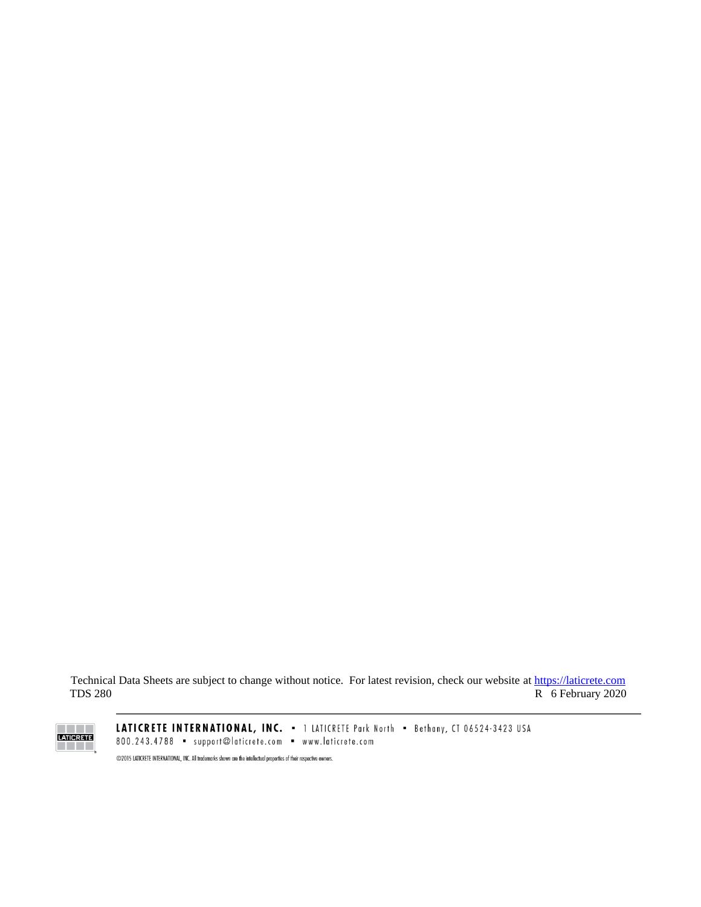Technical Data Sheets are subject to change without notice. For latest revision, check our website at [https://laticrete.com](https://laticrete.com)

TDS 280 R 6 February 2020

**LATICRETE INTERNATIONAL, INC.** ▪ 1 LATICRETE Park North ▪ Bethany, CT 06524-3423 USA

800.243.4788 ▪ support@laticrete.com ▪ www.laticrete.com

©2015 LATICRETE INTERNATIONAL, INC. All trademarks shown are the intellectual properties of their respective owners.